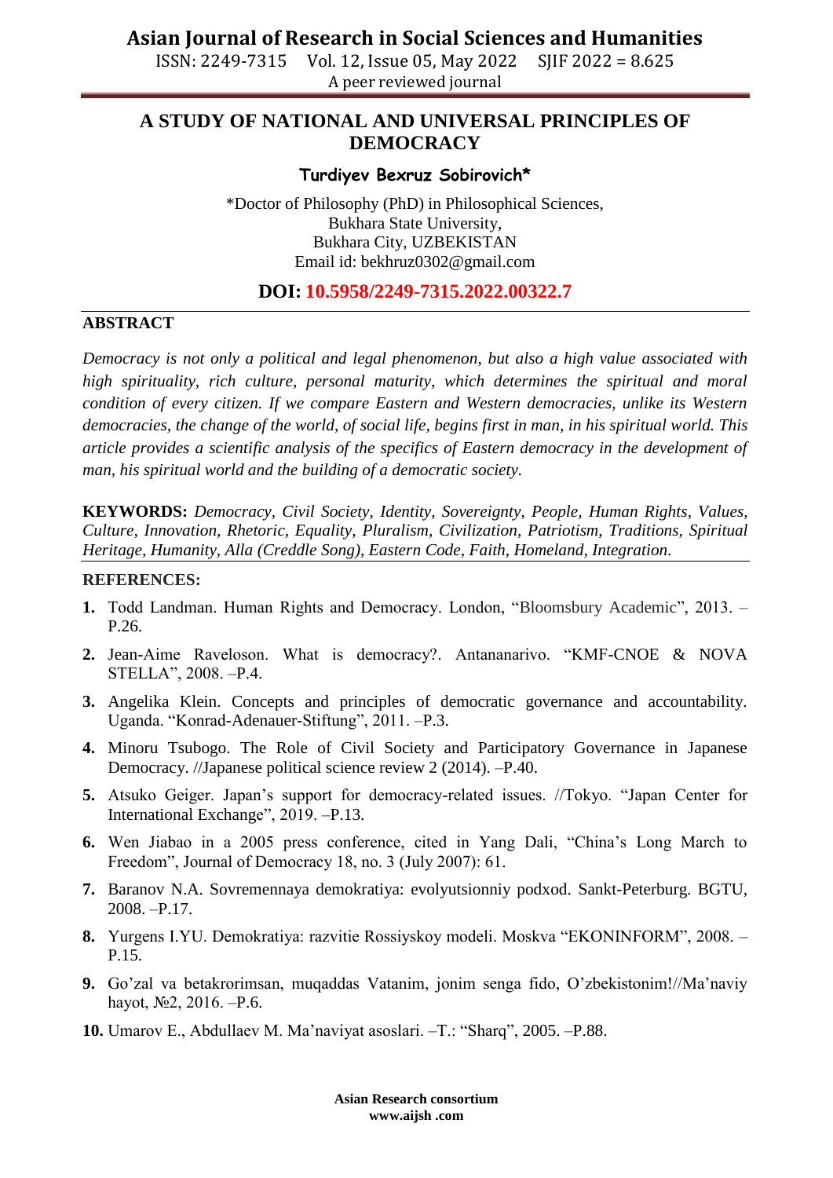# A STUDY OF NATIONAL AND UNIVERSAL PRINCIPLES OF DEMOCRACY

**Turdiyev Bexruz Sobirovich***

*Doctor of Philosophy (PhD) in Philosophical Sciences,
Bukhara State University,
Bukhara City, UZBEKISTAN
Email id: bekhruz0302@gmail.com

## DOI: 10.5958/2249-7315.2022.00322.7

## ABSTRACT

*Democracy is not only a political and legal phenomenon, but also a high value associated with high spirituality, rich culture, personal maturity, which determines the spiritual and moral condition of every citizen. If we compare Eastern and Western democracies, unlike its Western democracies, the change of the world, of social life, begins first in man, in his spiritual world. This article provides a scientific analysis of the specifics of Eastern democracy in the development of man, his spiritual world and the building of a democratic society.*

**KEYWORDS:** *Democracy, Civil Society, Identity, Sovereignty, People, Human Rights, Values, Culture, Innovation, Rhetoric, Equality, Pluralism, Civilization, Patriotism, Traditions, Spiritual Heritage, Humanity, Alla (Creddle Song), Eastern Code, Faith, Homeland, Integration.*

## REFERENCES:

1. Todd Landman. Human Rights and Democracy. London, "Bloomsbury Academic", 2013. –P.26.
2. Jean-Aime Raveloson. What is democracy?. Antananarivo. "KMF-CNOE & NOVA STELLA", 2008. –P.4.
3. Angelika Klein. Concepts and principles of democratic governance and accountability. Uganda. "Konrad-Adenauer-Stiftung", 2011. –P.3.
4. Minoru Tsubogo. The Role of Civil Society and Participatory Governance in Japanese Democracy. //Japanese political science review 2 (2014). –P.40.
5. Atsuko Geiger. Japan's support for democracy-related issues. //Tokyo. "Japan Center for International Exchange", 2019. –P.13.
6. Wen Jiabao in a 2005 press conference, cited in Yang Dali, "China's Long March to Freedom", Journal of Democracy 18, no. 3 (July 2007): 61.
7. Baranov N.A. Sovremennaya demokratiya: evolyutsionniy podxod. Sankt-Peterburg. BGTU, 2008. –P.17.
8. Yurgens I.YU. Demokratiya: razvitie Rossiyskoy modeli. Moskva "EKONINFORM", 2008. –P.15.
9. Go'zal va betakrorimsan, muqaddas Vatanim, jonim senga fido, O'zbekistonim!//Ma'naviy hayot, №2, 2016. –P.6.
10. Umarov E., Abdullaev M. Ma'naviyat asoslari. –T.: "Sharq", 2005. –P.88.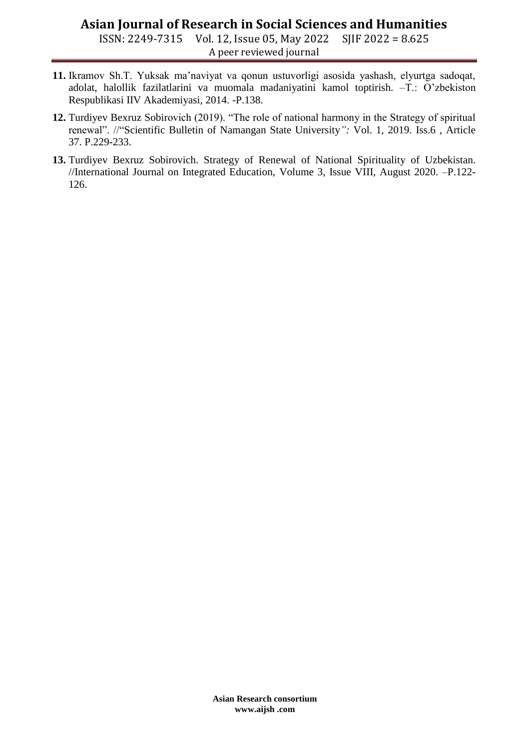11. Ikramov Sh.T. Yuksak ma'naviyat va qonun ustuvorligi asosida yashash, elyurtga sadoqat, adolat, halollik fazilatlarini va muomala madaniyatini kamol toptirish. –T.: O'zbekiston Respublikasi IIV Akademiyasi, 2014. -P.138.
12. Turdiyev Bexruz Sobirovich (2019). "The role of national harmony in the Strategy of spiritual renewal". //"Scientific Bulletin of Namangan State University*":* Vol. 1, 2019. Iss.6 , Article 37. P.229-233.
13. Turdiyev Bexruz Sobirovich. Strategy of Renewal of National Spirituality of Uzbekistan. //International Journal on Integrated Education, Volume 3, Issue VIII, August 2020. –P.122-126.